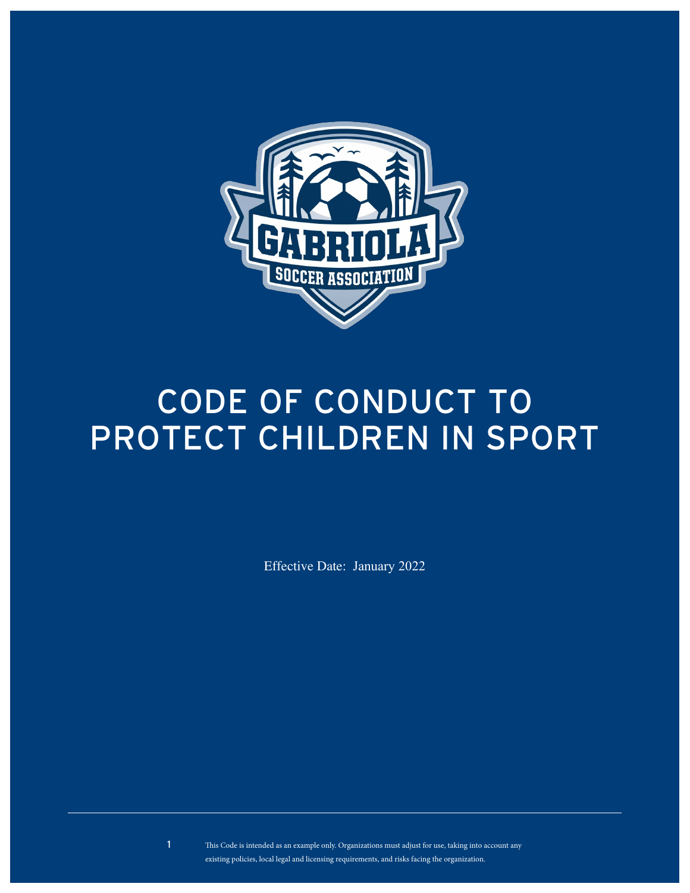# CODE OF CONDUCT TO PROTECT CHILDREN IN SPORT

Effective Date: January 2022

This Code is intended as an example only. Organizations must adjust for use, taking into account any existing policies, local legal and licensing requirements, and risks facing the organization.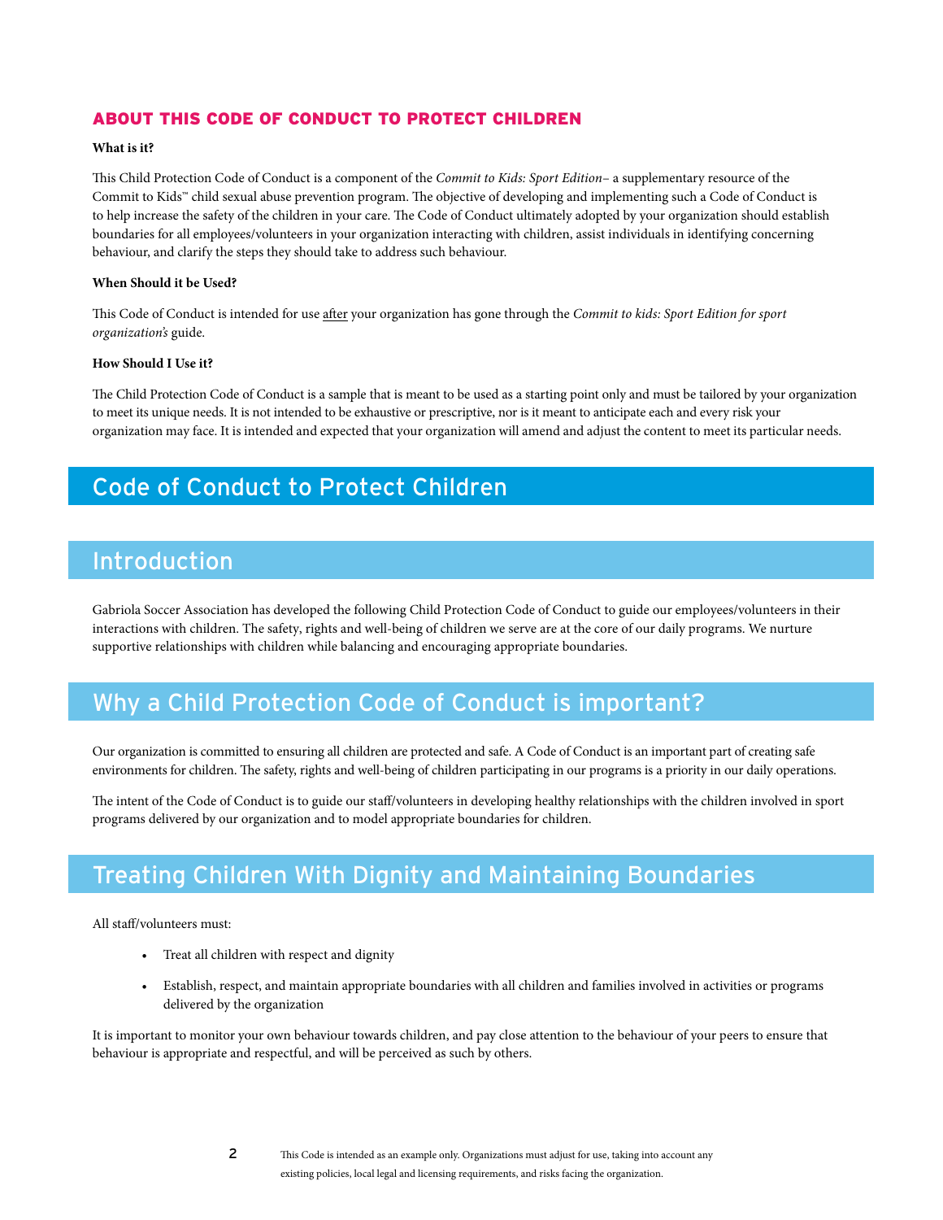## ABOUT THIS CODE OF CONDUCT TO PROTECT CHILDREN

**What is it?**

This Child Protection Code of Conduct is a component of the *Commit to Kids: Sport Edition*– a supplementary resource of the Commit to Kids™ child sexual abuse prevention program. The objective of developing and implementing such a Code of Conduct is to help increase the safety of the children in your care. The Code of Conduct ultimately adopted by your organization should establish boundaries for all employees/volunteers in your organization interacting with children, assist individuals in identifying concerning behaviour, and clarify the steps they should take to address such behaviour.

**When Should it be Used?**

This Code of Conduct is intended for use after your organization has gone through the *Commit to kids: Sport Edition for sport organization's* guide.

**How Should I Use it?**

The Child Protection Code of Conduct is a sample that is meant to be used as a starting point only and must be tailored by your organization to meet its unique needs. It is not intended to be exhaustive or prescriptive, nor is it meant to anticipate each and every risk your organization may face. It is intended and expected that your organization will amend and adjust the content to meet its particular needs.

# Code of Conduct to Protect Children

## Introduction

Gabriola Soccer Association has developed the following Child Protection Code of Conduct to guide our employees/volunteers in their interactions with children. The safety, rights and well-being of children we serve are at the core of our daily programs. We nurture supportive relationships with children while balancing and encouraging appropriate boundaries.

## Why a Child Protection Code of Conduct is important?

Our organization is committed to ensuring all children are protected and safe. A Code of Conduct is an important part of creating safe environments for children. The safety, rights and well-being of children participating in our programs is a priority in our daily operations.

The intent of the Code of Conduct is to guide our staff/volunteers in developing healthy relationships with the children involved in sport programs delivered by our organization and to model appropriate boundaries for children.

## Treating Children With Dignity and Maintaining Boundaries

All staff/volunteers must:

- Treat all children with respect and dignity
- Establish, respect, and maintain appropriate boundaries with all children and families involved in activities or programs delivered by the organization

It is important to monitor your own behaviour towards children, and pay close attention to the behaviour of your peers to ensure that behaviour is appropriate and respectful, and will be perceived as such by others.

This Code is intended as an example only. Organizations must adjust for use, taking into account any existing policies, local legal and licensing requirements, and risks facing the organization.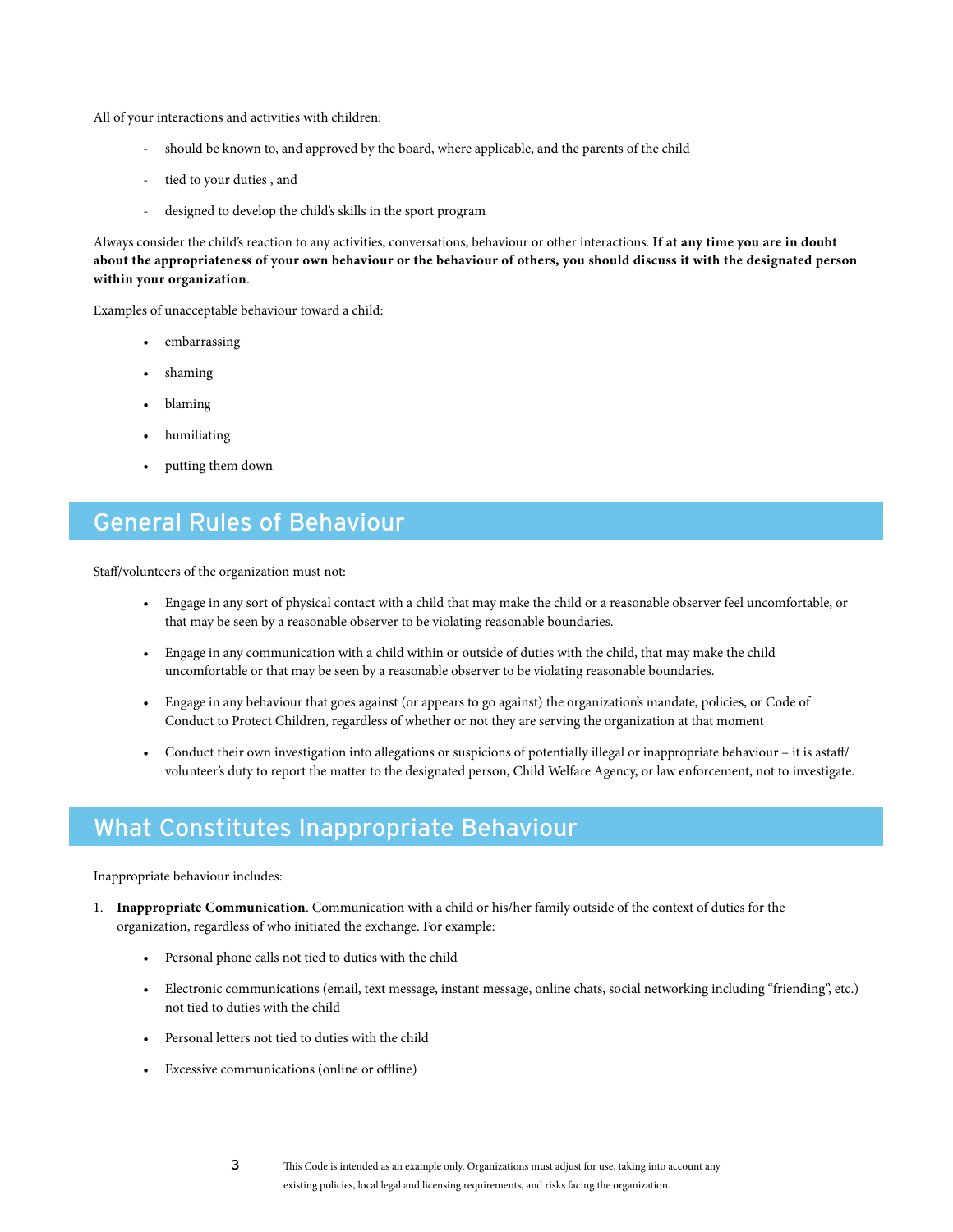All of your interactions and activities with children:

- should be known to, and approved by the board, where applicable, and the parents of the child
- tied to your duties , and
- designed to develop the child's skills in the sport program

Always consider the child's reaction to any activities, conversations, behaviour or other interactions. **If at any time you are in doubt about the appropriateness of your own behaviour or the behaviour of others, you should discuss it with the designated person within your organization**.

Examples of unacceptable behaviour toward a child:

- embarrassing
- shaming
- blaming
- humiliating
- putting them down

## General Rules of Behaviour

Staff/volunteers of the organization must not:

- Engage in any sort of physical contact with a child that may make the child or a reasonable observer feel uncomfortable, or that may be seen by a reasonable observer to be violating reasonable boundaries.
- Engage in any communication with a child within or outside of duties with the child, that may make the child uncomfortable or that may be seen by a reasonable observer to be violating reasonable boundaries.
- Engage in any behaviour that goes against (or appears to go against) the organization's mandate, policies, or Code of Conduct to Protect Children, regardless of whether or not they are serving the organization at that moment
- Conduct their own investigation into allegations or suspicions of potentially illegal or inappropriate behaviour – it is astaff/volunteer's duty to report the matter to the designated person, Child Welfare Agency, or law enforcement, not to investigate.

## What Constitutes Inappropriate Behaviour

Inappropriate behaviour includes:

1. **Inappropriate Communication**. Communication with a child or his/her family outside of the context of duties for the organization, regardless of who initiated the exchange. For example:
   - Personal phone calls not tied to duties with the child
   - Electronic communications (email, text message, instant message, online chats, social networking including "friending", etc.) not tied to duties with the child
   - Personal letters not tied to duties with the child
   - Excessive communications (online or offline)

This Code is intended as an example only. Organizations must adjust for use, taking into account any existing policies, local legal and licensing requirements, and risks facing the organization.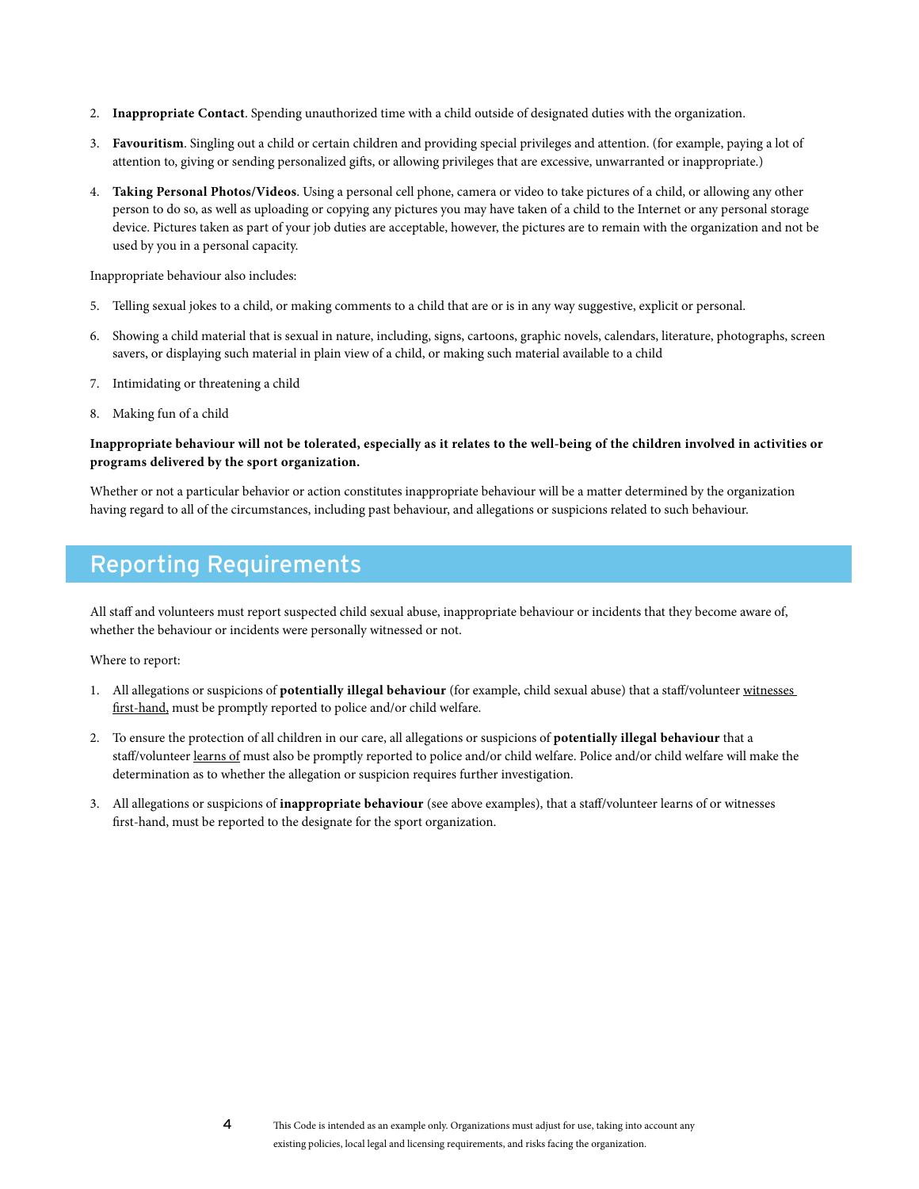2. **Inappropriate Contact**. Spending unauthorized time with a child outside of designated duties with the organization.

3. **Favouritism**. Singling out a child or certain children and providing special privileges and attention. (for example, paying a lot of attention to, giving or sending personalized gifts, or allowing privileges that are excessive, unwarranted or inappropriate.)

4. **Taking Personal Photos/Videos**. Using a personal cell phone, camera or video to take pictures of a child, or allowing any other person to do so, as well as uploading or copying any pictures you may have taken of a child to the Internet or any personal storage device. Pictures taken as part of your job duties are acceptable, however, the pictures are to remain with the organization and not be used by you in a personal capacity.

Inappropriate behaviour also includes:

5. Telling sexual jokes to a child, or making comments to a child that are or is in any way suggestive, explicit or personal.

6. Showing a child material that is sexual in nature, including, signs, cartoons, graphic novels, calendars, literature, photographs, screen savers, or displaying such material in plain view of a child, or making such material available to a child

7. Intimidating or threatening a child

8. Making fun of a child

**Inappropriate behaviour will not be tolerated, especially as it relates to the well-being of the children involved in activities or programs delivered by the sport organization.**

Whether or not a particular behavior or action constitutes inappropriate behaviour will be a matter determined by the organization having regard to all of the circumstances, including past behaviour, and allegations or suspicions related to such behaviour.

## Reporting Requirements

All staff and volunteers must report suspected child sexual abuse, inappropriate behaviour or incidents that they become aware of, whether the behaviour or incidents were personally witnessed or not.

Where to report:

1. All allegations or suspicions of **potentially illegal behaviour** (for example, child sexual abuse) that a staff/volunteer <u>witnesses first-hand,</u> must be promptly reported to police and/or child welfare.

2. To ensure the protection of all children in our care, all allegations or suspicions of **potentially illegal behaviour** that a staff/volunteer <u>learns of</u> must also be promptly reported to police and/or child welfare. Police and/or child welfare will make the determination as to whether the allegation or suspicion requires further investigation.

3. All allegations or suspicions of **inappropriate behaviour** (see above examples), that a staff/volunteer learns of or witnesses first-hand, must be reported to the designate for the sport organization.

This Code is intended as an example only. Organizations must adjust for use, taking into account any existing policies, local legal and licensing requirements, and risks facing the organization.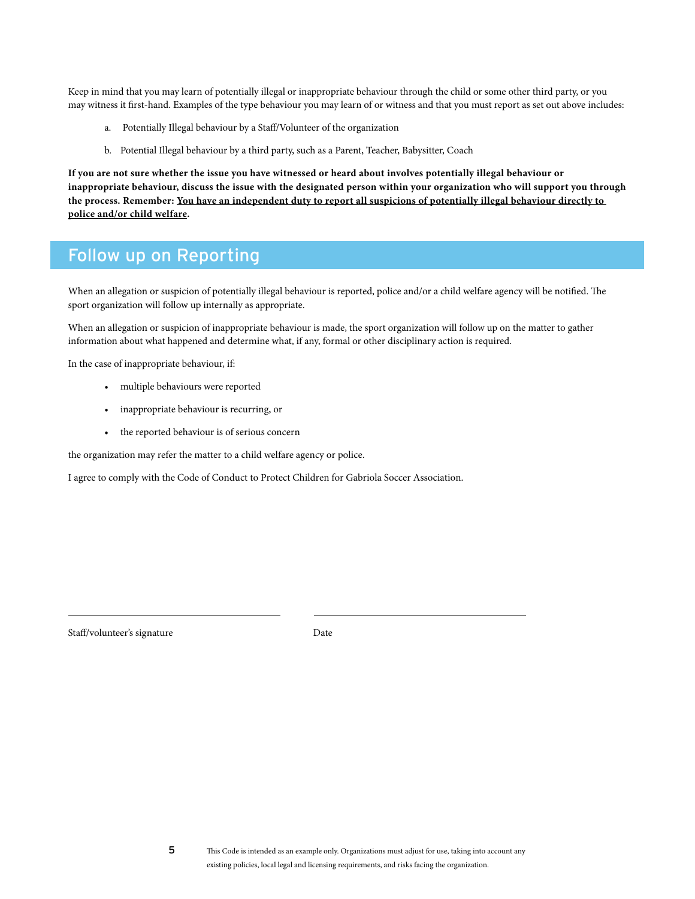Keep in mind that you may learn of potentially illegal or inappropriate behaviour through the child or some other third party, or you may witness it first-hand. Examples of the type behaviour you may learn of or witness and that you must report as set out above includes:

a. Potentially Illegal behaviour by a Staff/Volunteer of the organization

b. Potential Illegal behaviour by a third party, such as a Parent, Teacher, Babysitter, Coach

**If you are not sure whether the issue you have witnessed or heard about involves potentially illegal behaviour or inappropriate behaviour, discuss the issue with the designated person within your organization who will support you through the process. Remember: <u>You have an independent duty to report all suspicions of potentially illegal behaviour directly to police and/or child welfare</u>.**

## Follow up on Reporting

When an allegation or suspicion of potentially illegal behaviour is reported, police and/or a child welfare agency will be notified. The sport organization will follow up internally as appropriate.

When an allegation or suspicion of inappropriate behaviour is made, the sport organization will follow up on the matter to gather information about what happened and determine what, if any, formal or other disciplinary action is required.

In the case of inappropriate behaviour, if:

- multiple behaviours were reported
- inappropriate behaviour is recurring, or
- the reported behaviour is of serious concern

the organization may refer the matter to a child welfare agency or police.

I agree to comply with the Code of Conduct to Protect Children for Gabriola Soccer Association.

\_\_\_\_\_\_\_\_\_\_\_\_\_\_\_\_\_\_\_\_\_\_\_\_\_\_\_\_\_\_ \_\_\_\_\_\_\_\_\_\_\_\_\_\_\_\_\_\_\_\_\_\_\_\_\_\_\_\_\_\_

Staff/volunteer's signature Date

This Code is intended as an example only. Organizations must adjust for use, taking into account any existing policies, local legal and licensing requirements, and risks facing the organization.